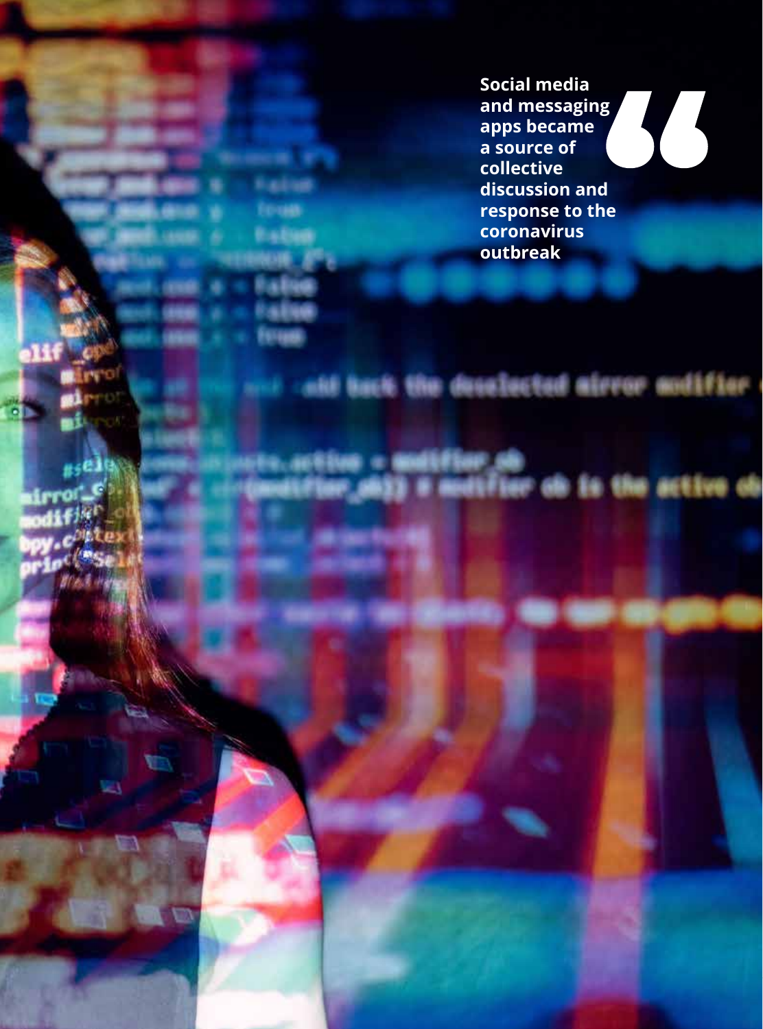**Social media and messaging apps became a source of collective discussion and response to the coronavirus outbreak**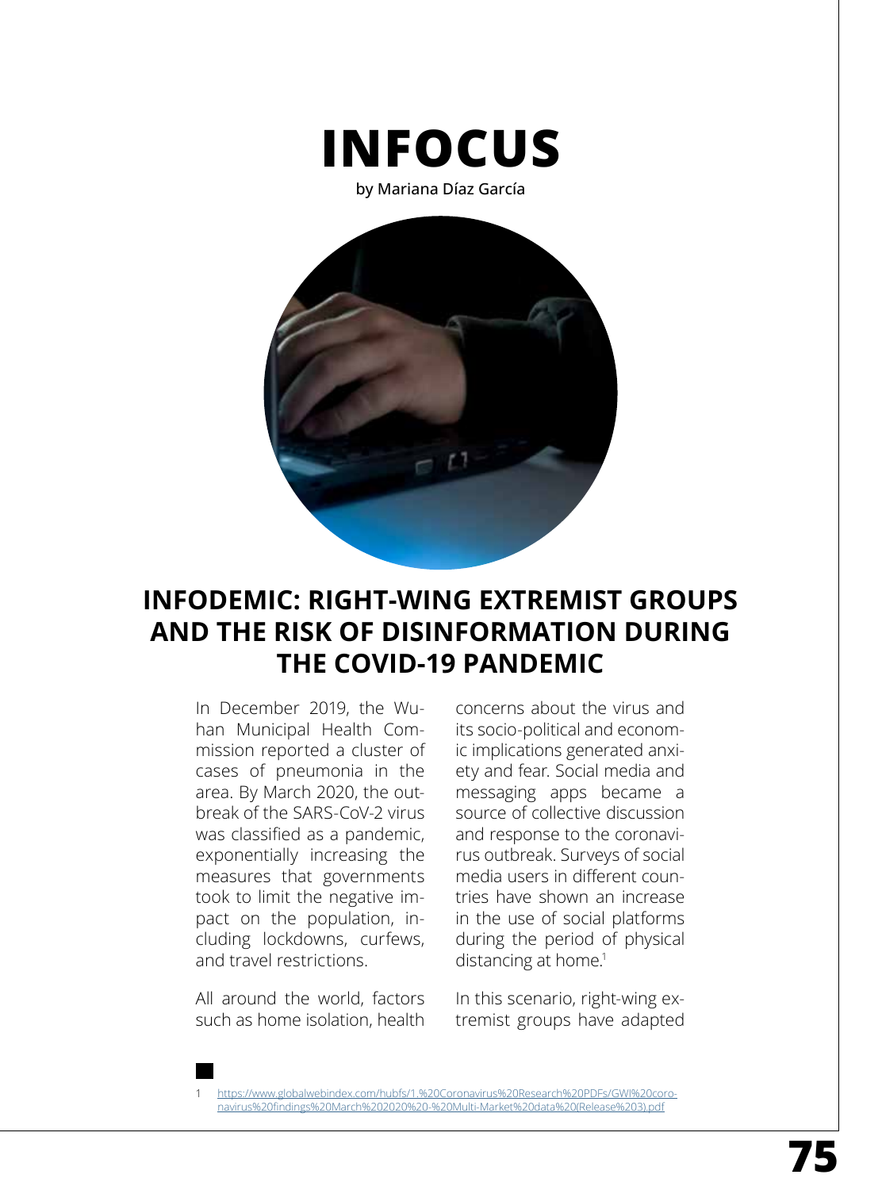# INFOCUS

by Mariana Díaz García

## INFODEMIC: RIGHT-WING EXTREMIST GROUPS AND THE RISK OF DISINFORMATION DURING THE COVID-19 PANDEMIC

In December 2019, the Wuhan Municipal Health Commission reported a cluster of cases of pneumonia in the area. By March 2020, the outbreak of the SARS-CoV-2 virus was classified as a pandemic, exponentially increasing the measures that governments took to limit the negative impact on the population, including lockdowns, curfews, and travel restrictions.

All around the world, factors such as home isolation, health concerns about the virus and its socio-political and economic implications generated anxiety and fear. Social media and messaging apps became a source of collective discussion and response to the coronavirus outbreak. Surveys of social media users in different countries have shown an increase in the use of social platforms during the period of physical distancing at home.[1]

In this scenario, right-wing extremist groups have adapted

1 https://www.globalwebindex.com/hubfs/1.%20Coronavirus%20Research%20PDFs/GWI%20coronavirus%20findings%20March%202020%20-%20Multi-Market%20data%20(Release%203).pdf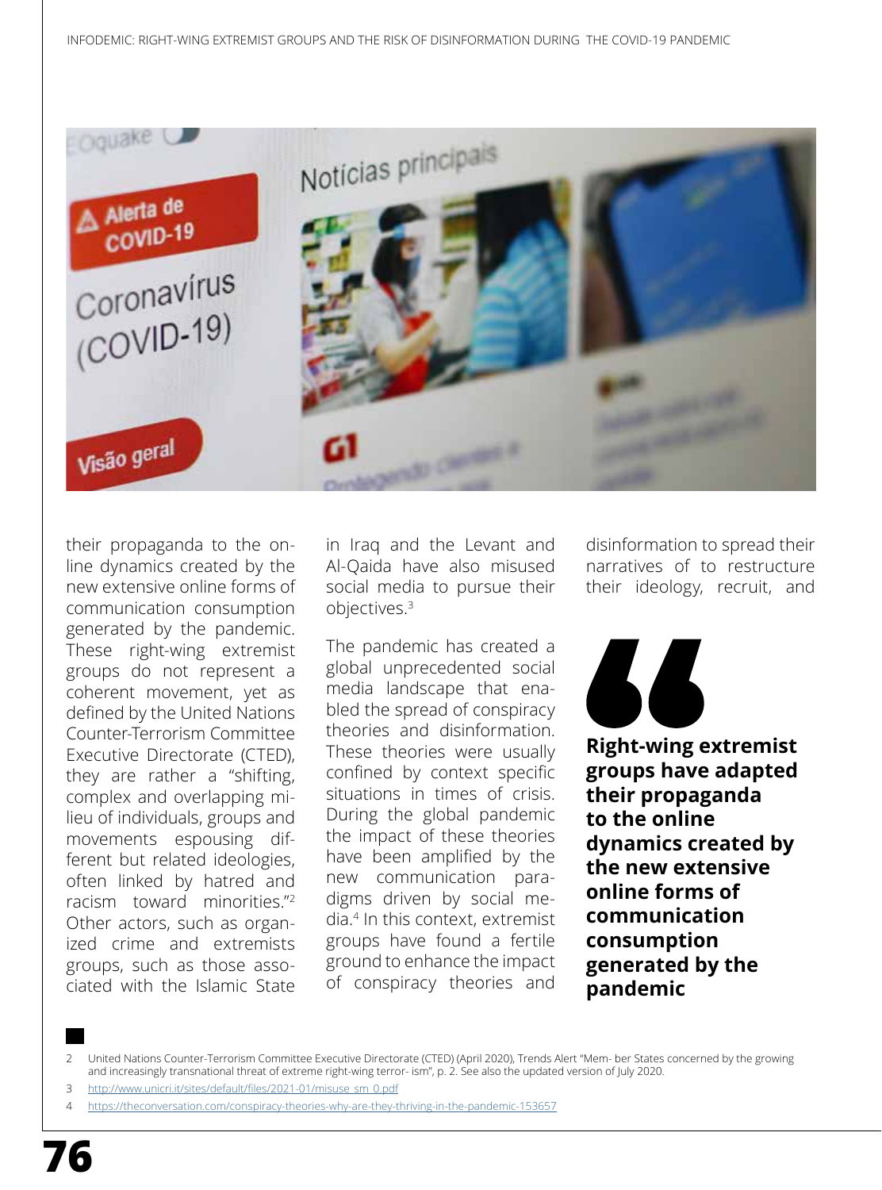their propaganda to the online dynamics created by the new extensive online forms of communication consumption generated by the pandemic. These right-wing extremist groups do not represent a coherent movement, yet as defined by the United Nations Counter-Terrorism Committee Executive Directorate (CTED), they are rather a "shifting, complex and overlapping milieu of individuals, groups and movements espousing different but related ideologies, often linked by hatred and racism toward minorities."[2] Other actors, such as organized crime and extremists groups, such as those associated with the Islamic State in Iraq and the Levant and Al-Qaida have also misused social media to pursue their objectives.[3]

The pandemic has created a global unprecedented social media landscape that enabled the spread of conspiracy theories and disinformation. These theories were usually confined by context specific situations in times of crisis. During the global pandemic the impact of these theories have been amplified by the new communication paradigms driven by social media.[4] In this context, extremist groups have found a fertile ground to enhance the impact of conspiracy theories and disinformation to spread their narratives of to restructure their ideology, recruit, and

> **Right-wing extremist groups have adapted their propaganda to the online dynamics created by the new extensive online forms of communication consumption generated by the pandemic**

2 United Nations Counter-Terrorism Committee Executive Directorate (CTED) (April 2020), Trends Alert "Mem- ber States concerned by the growing and increasingly transnational threat of extreme right-wing terror- ism", p. 2. See also the updated version of July 2020.

3 http://www.unicri.it/sites/default/files/2021-01/misuse_sm_0.pdf

4 https://theconversation.com/conspiracy-theories-why-are-they-thriving-in-the-pandemic-153657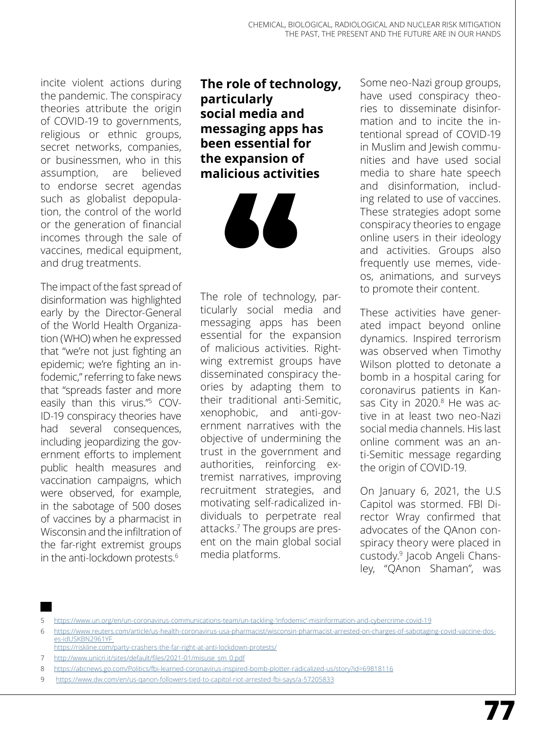incite violent actions during the pandemic. The conspiracy theories attribute the origin of COVID-19 to governments, religious or ethnic groups, secret networks, companies, or businessmen, who in this assumption, are believed to endorse secret agendas such as globalist depopulation, the control of the world or the generation of financial incomes through the sale of vaccines, medical equipment, and drug treatments.

The impact of the fast spread of disinformation was highlighted early by the Director-General of the World Health Organization (WHO) when he expressed that "we're not just fighting an epidemic; we're fighting an infodemic," referring to fake news that "spreads faster and more easily than this virus."[5] COVID-19 conspiracy theories have had several consequences, including jeopardizing the government efforts to implement public health measures and vaccination campaigns, which were observed, for example, in the sabotage of 500 doses of vaccines by a pharmacist in Wisconsin and the infiltration of the far-right extremist groups in the anti-lockdown protests.[6]

**The role of technology, particularly social media and messaging apps has been essential for the expansion of malicious activities**

The role of technology, particularly social media and messaging apps has been essential for the expansion of malicious activities. Right-wing extremist groups have disseminated conspiracy theories by adapting them to their traditional anti-Semitic, xenophobic, and anti-government narratives with the objective of undermining the trust in the government and authorities, reinforcing extremist narratives, improving recruitment strategies, and motivating self-radicalized individuals to perpetrate real attacks.[7] The groups are present on the main global social media platforms.

Some neo-Nazi group groups, have used conspiracy theories to disseminate disinformation and to incite the intentional spread of COVID-19 in Muslim and Jewish communities and have used social media to share hate speech and disinformation, including related to use of vaccines. These strategies adopt some conspiracy theories to engage online users in their ideology and activities. Groups also frequently use memes, videos, animations, and surveys to promote their content.

These activities have generated impact beyond online dynamics. Inspired terrorism was observed when Timothy Wilson plotted to detonate a bomb in a hospital caring for coronavirus patients in Kansas City in 2020.[8] He was active in at least two neo-Nazi social media channels. His last online comment was an anti-Semitic message regarding the origin of COVID-19.

On January 6, 2021, the U.S Capitol was stormed. FBI Director Wray confirmed that advocates of the QAnon conspiracy theory were placed in custody.[9] Jacob Angeli Chansley, "QAnon Shaman", was

---

5 https://www.un.org/en/un-coronavirus-communications-team/un-tackling-'infodemic'-misinformation-and-cybercrime-covid-19

6 https://www.reuters.com/article/us-health-coronavirus-usa-pharmacist/wisconsin-pharmacist-arrested-on-charges-of-sabotaging-covid-vaccine-doses-idUSKBN2961YF
https://riskline.com/party-crashers-the-far-right-at-anti-lockdown-protests/

7 http://www.unicri.it/sites/default/files/2021-01/misuse_sm_0.pdf

8 https://abcnews.go.com/Politics/fbi-learned-coronavirus-inspired-bomb-plotter-radicalized-us/story?id=69818116

9 https://www.dw.com/en/us-qanon-followers-tied-to-capitol-riot-arrested-fbi-says/a-57205833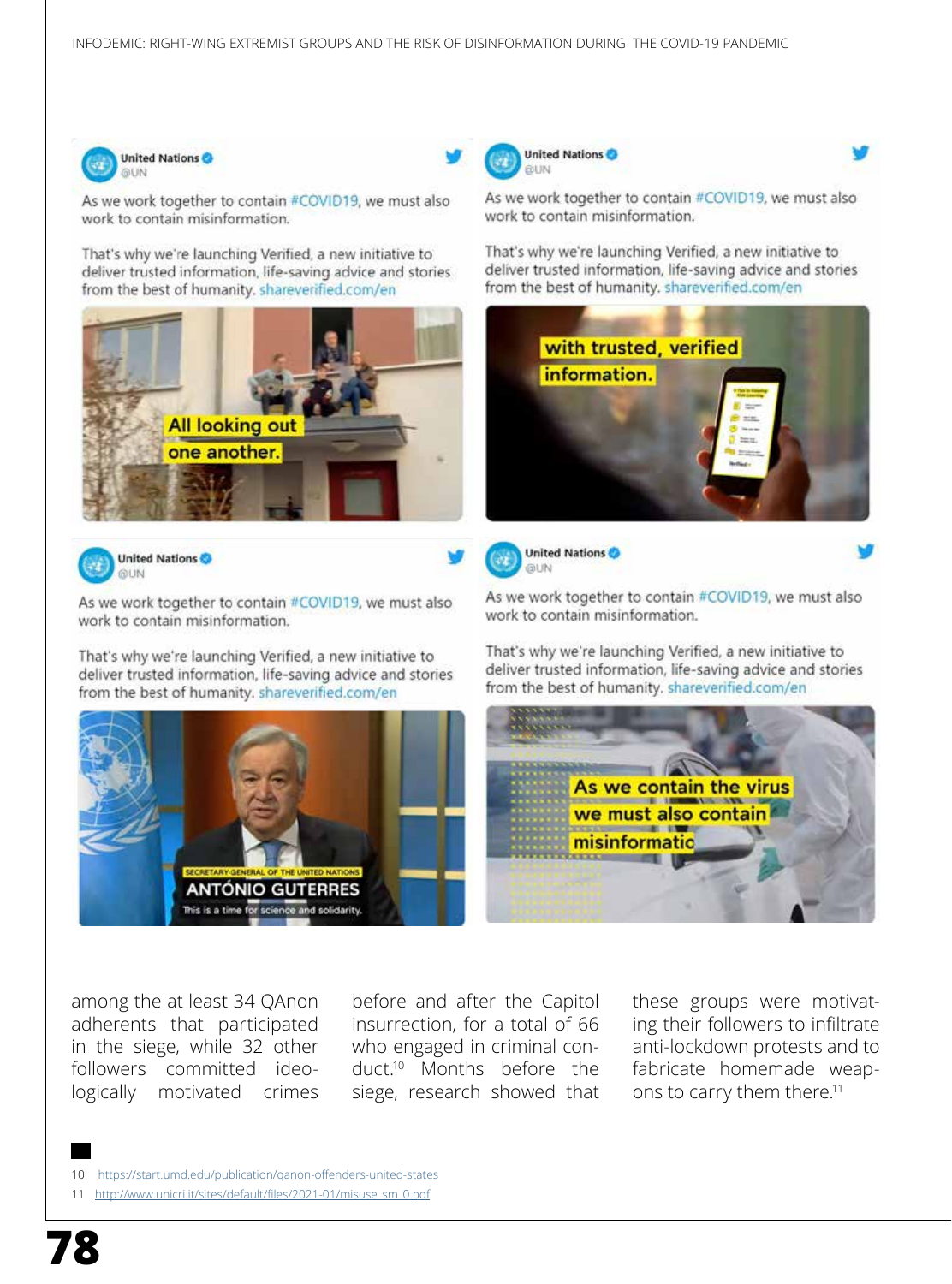among the at least 34 QAnon adherents that participated in the siege, while 32 other followers committed ideologically motivated crimes before and after the Capitol insurrection, for a total of 66 who engaged in criminal conduct.[10] Months before the siege, research showed that these groups were motivating their followers to infiltrate anti-lockdown protests and to fabricate homemade weapons to carry them there.[11]

10 https://start.umd.edu/publication/qanon-offenders-united-states

11 http://www.unicri.it/sites/default/files/2021-01/misuse_sm_0.pdf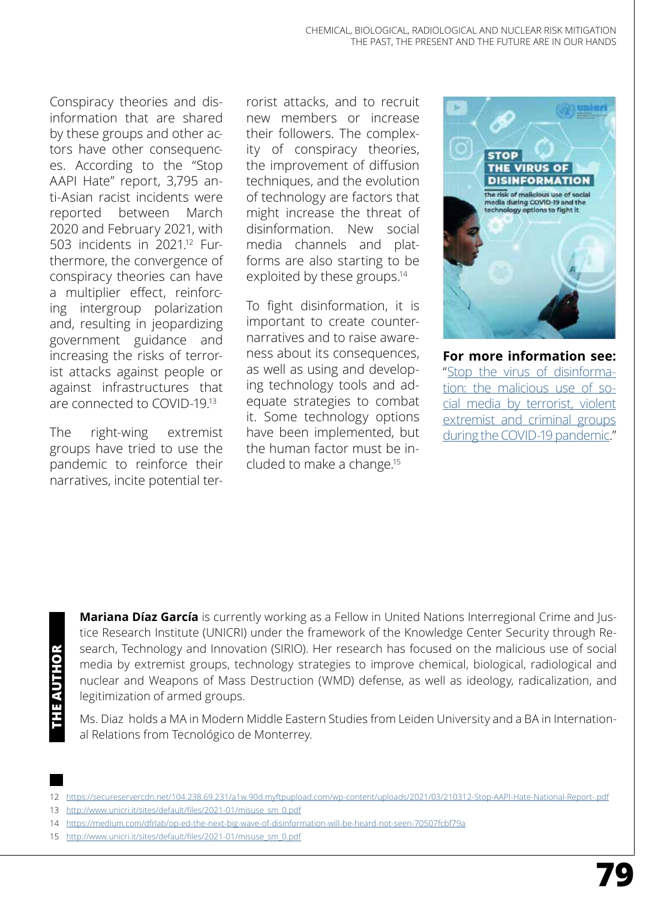Conspiracy theories and disinformation that are shared by these groups and other actors have other consequences. According to the "Stop AAPI Hate" report, 3,795 anti-Asian racist incidents were reported between March 2020 and February 2021, with 503 incidents in 2021.[12] Furthermore, the convergence of conspiracy theories can have a multiplier effect, reinforcing intergroup polarization and, resulting in jeopardizing government guidance and increasing the risks of terrorist attacks against people or against infrastructures that are connected to COVID-19.[13]

The right-wing extremist groups have tried to use the pandemic to reinforce their narratives, incite potential terrorist attacks, and to recruit new members or increase their followers. The complexity of conspiracy theories, the improvement of diffusion techniques, and the evolution of technology are factors that might increase the threat of disinformation. New social media channels and platforms are also starting to be exploited by these groups.[14]

To fight disinformation, it is important to create counter-narratives and to raise awareness about its consequences, as well as using and developing technology tools and adequate strategies to combat it. Some technology options have been implemented, but the human factor must be included to make a change.[15]

**For more information see:** "Stop the virus of disinformation: the malicious use of social media by terrorist, violent extremist and criminal groups during the COVID-19 pandemic."

**THE AUTHOR**

**Mariana Díaz García** is currently working as a Fellow in United Nations Interregional Crime and Justice Research Institute (UNICRI) under the framework of the Knowledge Center Security through Research, Technology and Innovation (SIRIO). Her research has focused on the malicious use of social media by extremist groups, technology strategies to improve chemical, biological, radiological and nuclear and Weapons of Mass Destruction (WMD) defense, as well as ideology, radicalization, and legitimization of armed groups.

Ms. Diaz holds a MA in Modern Middle Eastern Studies from Leiden University and a BA in International Relations from Tecnológico de Monterrey.

12 https://secureservercdn.net/104.238.69.231/a1w.90d.myftpupload.com/wp-content/uploads/2021/03/210312-Stop-AAPI-Hate-National-Report-.pdf
13 http://www.unicri.it/sites/default/files/2021-01/misuse_sm_0.pdf
14 https://medium.com/dfrlab/op-ed-the-next-big-wave-of-disinformation-will-be-heard-not-seen-70507fcbf79a
15 http://www.unicri.it/sites/default/files/2021-01/misuse_sm_0.pdf